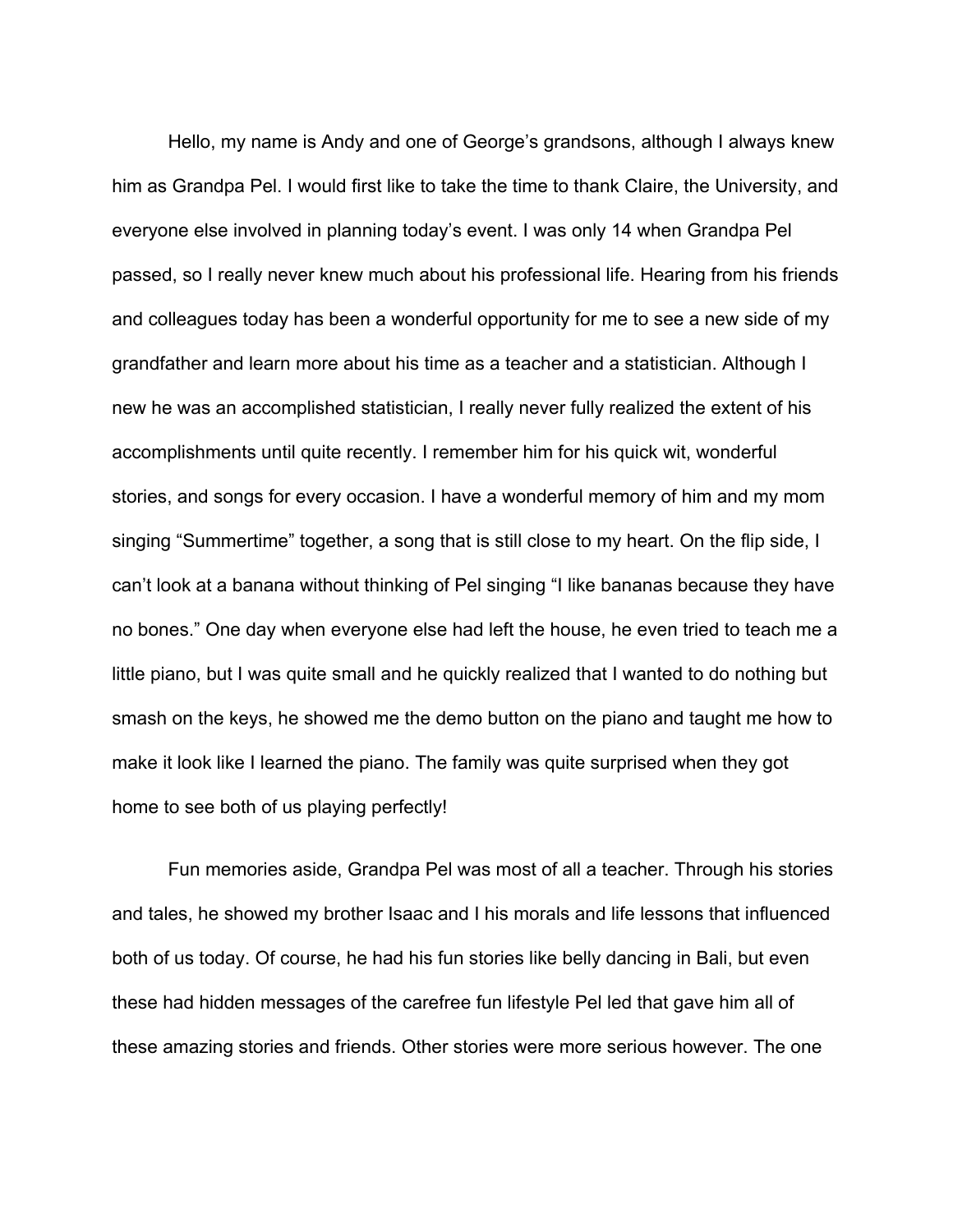Hello, my name is Andy and one of George's grandsons, although I always knew him as Grandpa Pel. I would first like to take the time to thank Claire, the University, and everyone else involved in planning today's event. I was only 14 when Grandpa Pel passed, so I really never knew much about his professional life. Hearing from his friends and colleagues today has been a wonderful opportunity for me to see a new side of my grandfather and learn more about his time as a teacher and a statistician. Although I new he was an accomplished statistician, I really never fully realized the extent of his accomplishments until quite recently. I remember him for his quick wit, wonderful stories, and songs for every occasion. I have a wonderful memory of him and my mom singing "Summertime" together, a song that is still close to my heart. On the flip side, I can't look at a banana without thinking of Pel singing "I like bananas because they have no bones." One day when everyone else had left the house, he even tried to teach me a little piano, but I was quite small and he quickly realized that I wanted to do nothing but smash on the keys, he showed me the demo button on the piano and taught me how to make it look like I learned the piano. The family was quite surprised when they got home to see both of us playing perfectly!

Fun memories aside, Grandpa Pel was most of all a teacher. Through his stories and tales, he showed my brother Isaac and I his morals and life lessons that influenced both of us today. Of course, he had his fun stories like belly dancing in Bali, but even these had hidden messages of the carefree fun lifestyle Pel led that gave him all of these amazing stories and friends. Other stories were more serious however. The one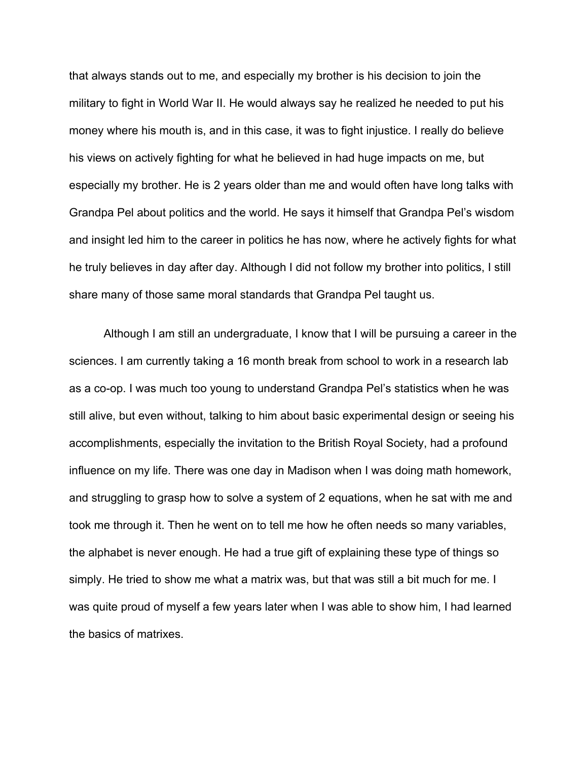that always stands out to me, and especially my brother is his decision to join the military to fight in World War II. He would always say he realized he needed to put his money where his mouth is, and in this case, it was to fight injustice. I really do believe his views on actively fighting for what he believed in had huge impacts on me, but especially my brother. He is 2 years older than me and would often have long talks with Grandpa Pel about politics and the world. He says it himself that Grandpa Pel's wisdom and insight led him to the career in politics he has now, where he actively fights for what he truly believes in day after day. Although I did not follow my brother into politics, I still share many of those same moral standards that Grandpa Pel taught us.

Although I am still an undergraduate, I know that I will be pursuing a career in the sciences. I am currently taking a 16 month break from school to work in a research lab as a co-op. I was much too young to understand Grandpa Pel's statistics when he was still alive, but even without, talking to him about basic experimental design or seeing his accomplishments, especially the invitation to the British Royal Society, had a profound influence on my life. There was one day in Madison when I was doing math homework, and struggling to grasp how to solve a system of 2 equations, when he sat with me and took me through it. Then he went on to tell me how he often needs so many variables, the alphabet is never enough. He had a true gift of explaining these type of things so simply. He tried to show me what a matrix was, but that was still a bit much for me. I was quite proud of myself a few years later when I was able to show him, I had learned the basics of matrixes.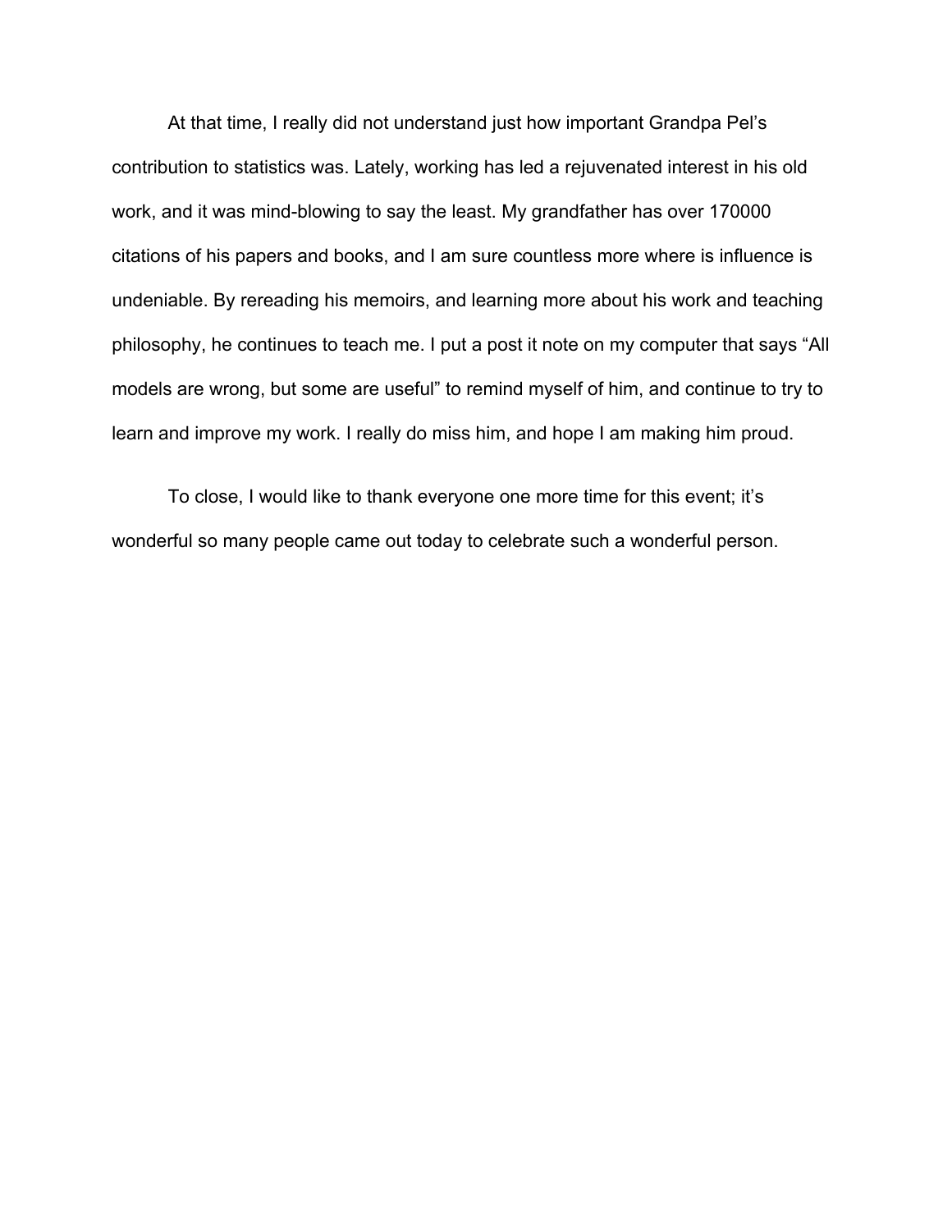At that time, I really did not understand just how important Grandpa Pel's contribution to statistics was. Lately, working has led a rejuvenated interest in his old work, and it was mind-blowing to say the least. My grandfather has over 170000 citations of his papers and books, and I am sure countless more where is influence is undeniable. By rereading his memoirs, and learning more about his work and teaching philosophy, he continues to teach me. I put a post it note on my computer that says "All models are wrong, but some are useful" to remind myself of him, and continue to try to learn and improve my work. I really do miss him, and hope I am making him proud.

To close, I would like to thank everyone one more time for this event; it's wonderful so many people came out today to celebrate such a wonderful person.